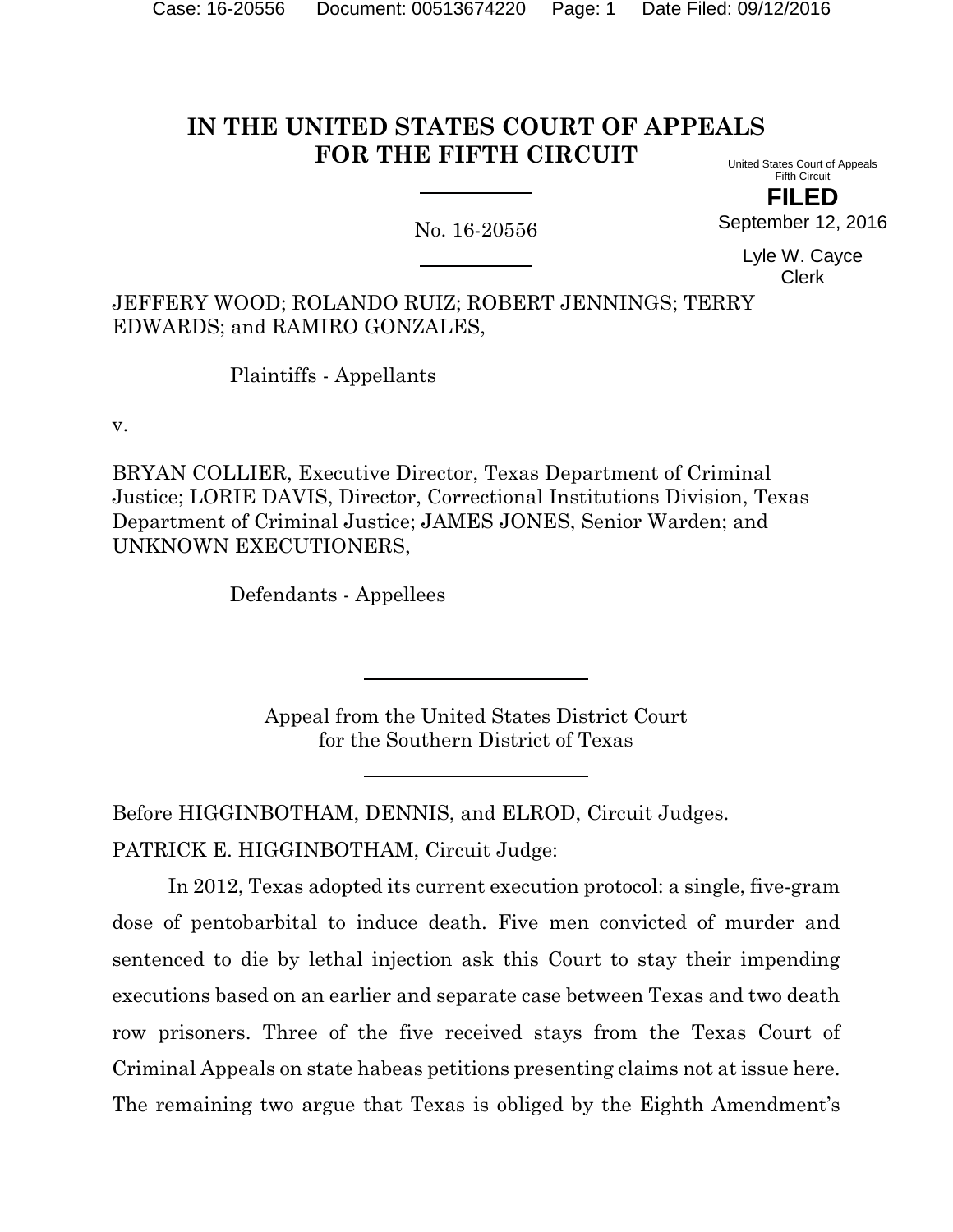# IN THE UNITED STATES COURT OF APPEALS FOR THE FIFTH CIRCUIT

United States Court of Appeals
Fifth Circuit

**FILED**

September 12, 2016

Lyle W. Cayce
Clerk

No. 16-20556

JEFFERY WOOD; ROLANDO RUIZ; ROBERT JENNINGS; TERRY EDWARDS; and RAMIRO GONZALES,

Plaintiffs - Appellants

v.

BRYAN COLLIER, Executive Director, Texas Department of Criminal Justice; LORIE DAVIS, Director, Correctional Institutions Division, Texas Department of Criminal Justice; JAMES JONES, Senior Warden; and UNKNOWN EXECUTIONERS,

Defendants - Appellees

Appeal from the United States District Court
for the Southern District of Texas

Before HIGGINBOTHAM, DENNIS, and ELROD, Circuit Judges.

PATRICK E. HIGGINBOTHAM, Circuit Judge:

In 2012, Texas adopted its current execution protocol: a single, five-gram dose of pentobarbital to induce death. Five men convicted of murder and sentenced to die by lethal injection ask this Court to stay their impending executions based on an earlier and separate case between Texas and two death row prisoners. Three of the five received stays from the Texas Court of Criminal Appeals on state habeas petitions presenting claims not at issue here. The remaining two argue that Texas is obliged by the Eighth Amendment's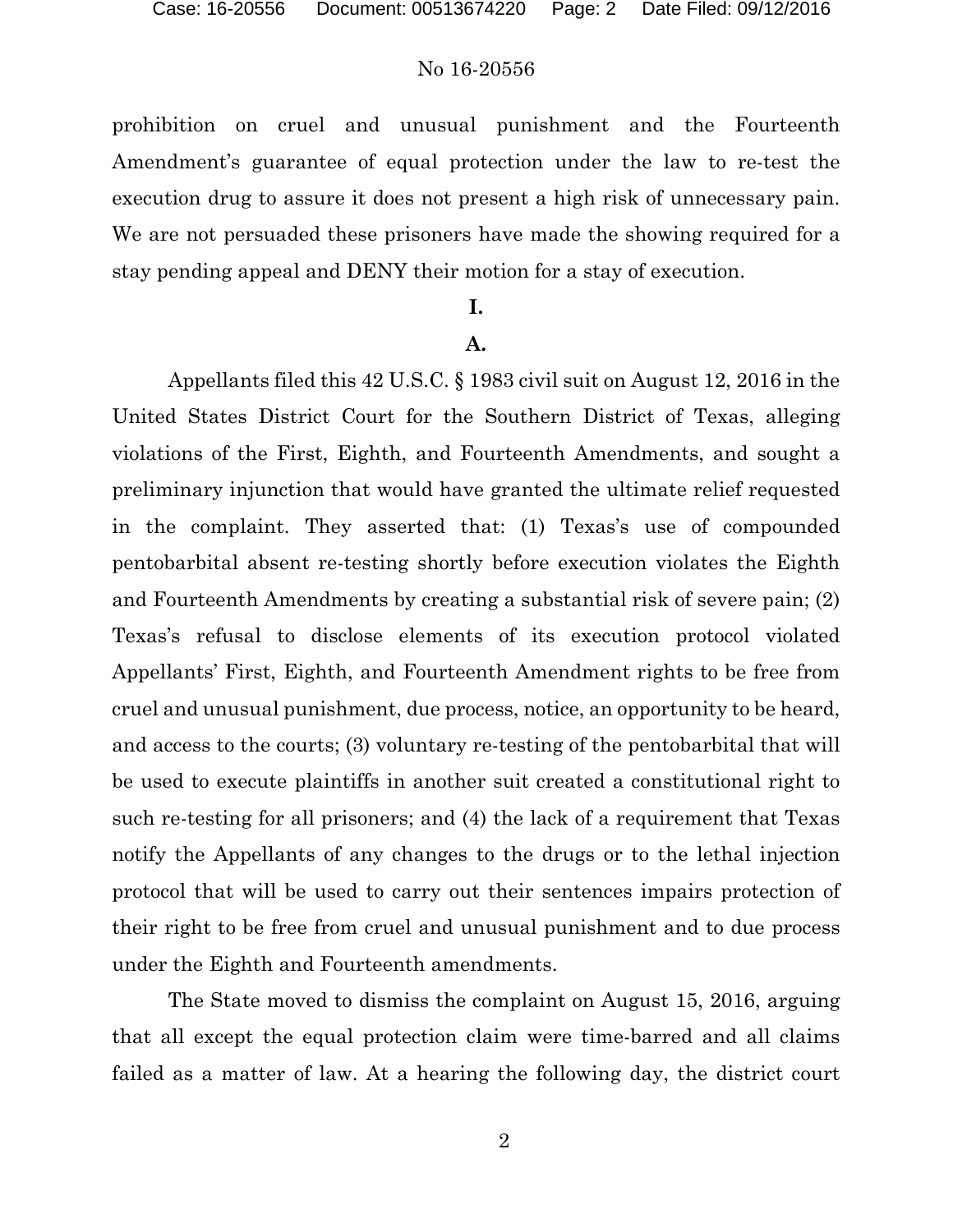prohibition on cruel and unusual punishment and the Fourteenth Amendment's guarantee of equal protection under the law to re-test the execution drug to assure it does not present a high risk of unnecessary pain. We are not persuaded these prisoners have made the showing required for a stay pending appeal and DENY their motion for a stay of execution.

## I.

### A.

Appellants filed this 42 U.S.C. § 1983 civil suit on August 12, 2016 in the United States District Court for the Southern District of Texas, alleging violations of the First, Eighth, and Fourteenth Amendments, and sought a preliminary injunction that would have granted the ultimate relief requested in the complaint. They asserted that: (1) Texas's use of compounded pentobarbital absent re-testing shortly before execution violates the Eighth and Fourteenth Amendments by creating a substantial risk of severe pain; (2) Texas's refusal to disclose elements of its execution protocol violated Appellants' First, Eighth, and Fourteenth Amendment rights to be free from cruel and unusual punishment, due process, notice, an opportunity to be heard, and access to the courts; (3) voluntary re-testing of the pentobarbital that will be used to execute plaintiffs in another suit created a constitutional right to such re-testing for all prisoners; and (4) the lack of a requirement that Texas notify the Appellants of any changes to the drugs or to the lethal injection protocol that will be used to carry out their sentences impairs protection of their right to be free from cruel and unusual punishment and to due process under the Eighth and Fourteenth amendments.

The State moved to dismiss the complaint on August 15, 2016, arguing that all except the equal protection claim were time-barred and all claims failed as a matter of law. At a hearing the following day, the district court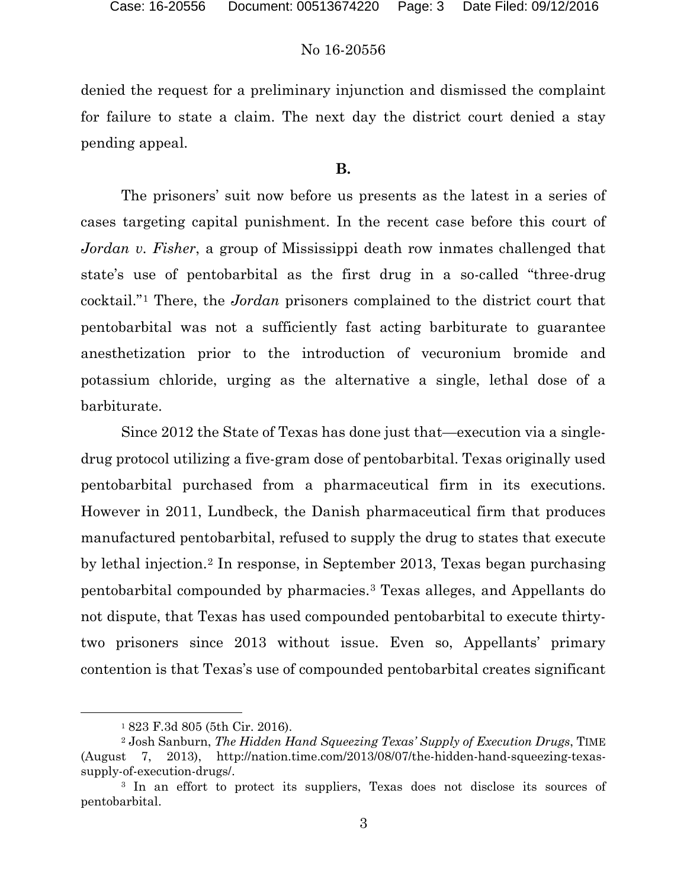denied the request for a preliminary injunction and dismissed the complaint for failure to state a claim. The next day the district court denied a stay pending appeal.

### B.

The prisoners' suit now before us presents as the latest in a series of cases targeting capital punishment. In the recent case before this court of *Jordan v. Fisher*, a group of Mississippi death row inmates challenged that state's use of pentobarbital as the first drug in a so-called "three-drug cocktail."[1] There, the *Jordan* prisoners complained to the district court that pentobarbital was not a sufficiently fast acting barbiturate to guarantee anesthetization prior to the introduction of vecuronium bromide and potassium chloride, urging as the alternative a single, lethal dose of a barbiturate.

Since 2012 the State of Texas has done just that—execution via a single-drug protocol utilizing a five-gram dose of pentobarbital. Texas originally used pentobarbital purchased from a pharmaceutical firm in its executions. However in 2011, Lundbeck, the Danish pharmaceutical firm that produces manufactured pentobarbital, refused to supply the drug to states that execute by lethal injection.[2] In response, in September 2013, Texas began purchasing pentobarbital compounded by pharmacies.[3] Texas alleges, and Appellants do not dispute, that Texas has used compounded pentobarbital to execute thirty-two prisoners since 2013 without issue. Even so, Appellants' primary contention is that Texas's use of compounded pentobarbital creates significant

---

[1] 823 F.3d 805 (5th Cir. 2016).

[2] Josh Sanburn, *The Hidden Hand Squeezing Texas' Supply of Execution Drugs*, TIME (August 7, 2013), http://nation.time.com/2013/08/07/the-hidden-hand-squeezing-texas-supply-of-execution-drugs/.

[3] In an effort to protect its suppliers, Texas does not disclose its sources of pentobarbital.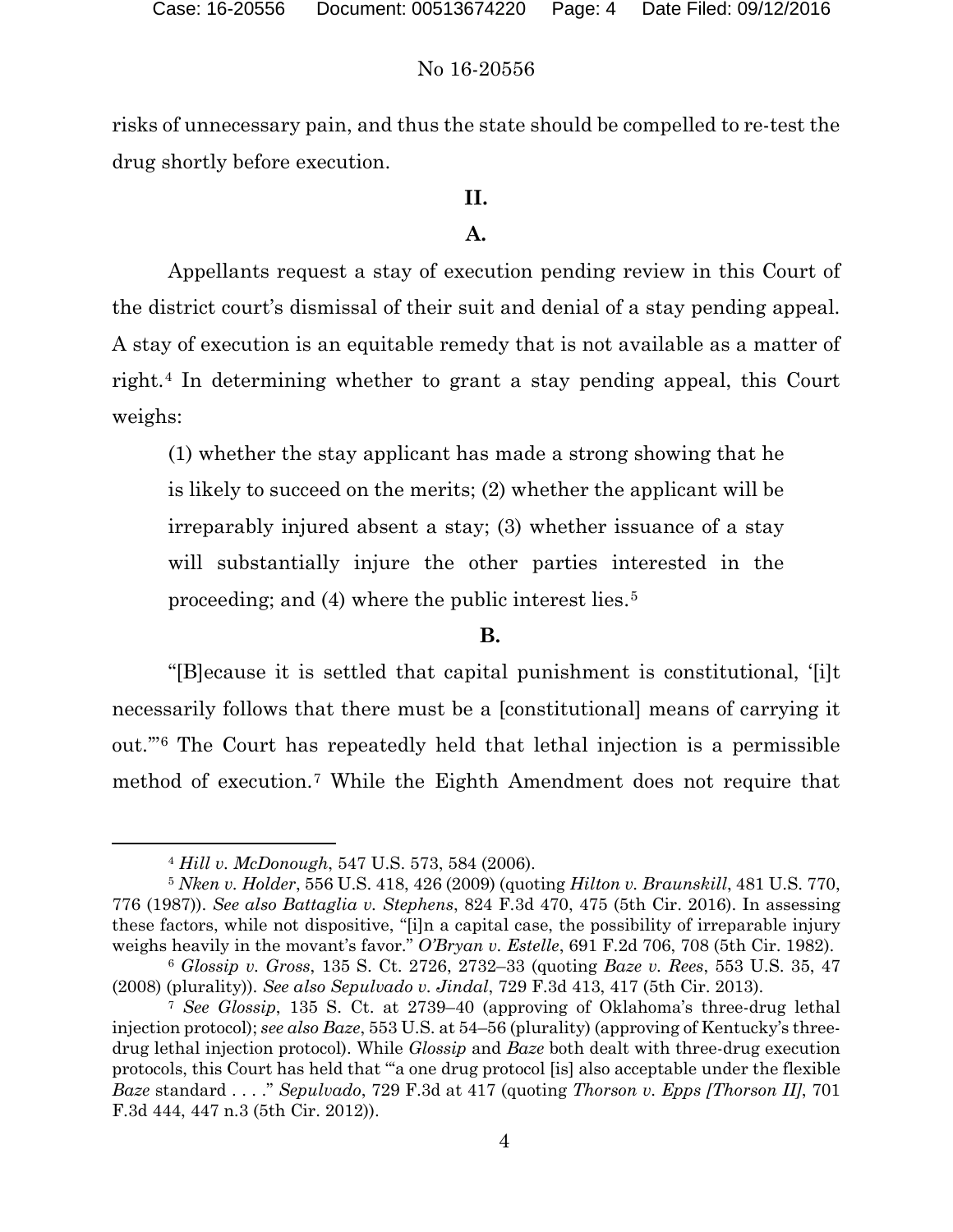risks of unnecessary pain, and thus the state should be compelled to re-test the drug shortly before execution.

## II.

### A.

Appellants request a stay of execution pending review in this Court of the district court's dismissal of their suit and denial of a stay pending appeal. A stay of execution is an equitable remedy that is not available as a matter of right.[4] In determining whether to grant a stay pending appeal, this Court weighs:

> (1) whether the stay applicant has made a strong showing that he is likely to succeed on the merits; (2) whether the applicant will be irreparably injured absent a stay; (3) whether issuance of a stay will substantially injure the other parties interested in the proceeding; and (4) where the public interest lies.[5]

### B.

"[B]ecause it is settled that capital punishment is constitutional, '[i]t necessarily follows that there must be a [constitutional] means of carrying it out.'"[6] The Court has repeatedly held that lethal injection is a permissible method of execution.[7] While the Eighth Amendment does not require that

---

[4] *Hill v. McDonough*, 547 U.S. 573, 584 (2006).

[5] *Nken v. Holder*, 556 U.S. 418, 426 (2009) (quoting *Hilton v. Braunskill*, 481 U.S. 770, 776 (1987)). *See also Battaglia v. Stephens*, 824 F.3d 470, 475 (5th Cir. 2016). In assessing these factors, while not dispositive, "[i]n a capital case, the possibility of irreparable injury weighs heavily in the movant's favor." *O'Bryan v. Estelle*, 691 F.2d 706, 708 (5th Cir. 1982).

[6] *Glossip v. Gross*, 135 S. Ct. 2726, 2732–33 (quoting *Baze v. Rees*, 553 U.S. 35, 47 (2008) (plurality)). *See also Sepulvado v. Jindal*, 729 F.3d 413, 417 (5th Cir. 2013).

[7] *See Glossip*, 135 S. Ct. at 2739–40 (approving of Oklahoma's three-drug lethal injection protocol); *see also Baze*, 553 U.S. at 54–56 (plurality) (approving of Kentucky's three-drug lethal injection protocol). While *Glossip* and *Baze* both dealt with three-drug execution protocols, this Court has held that "'a one drug protocol [is] also acceptable under the flexible *Baze* standard . . . .'" *Sepulvado*, 729 F.3d at 417 (quoting *Thorson v. Epps [Thorson II]*, 701 F.3d 444, 447 n.3 (5th Cir. 2012)).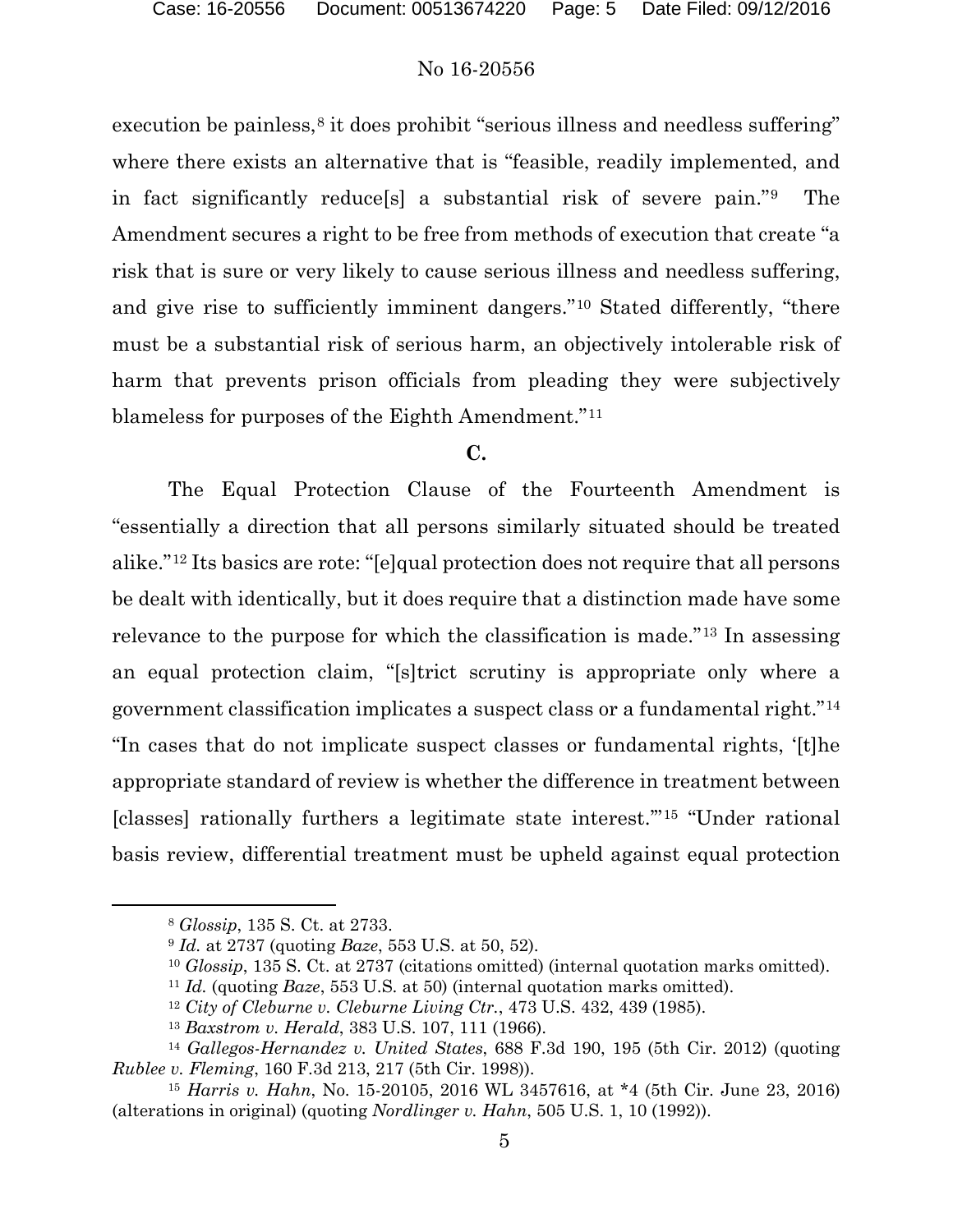execution be painless,[8] it does prohibit "serious illness and needless suffering" where there exists an alternative that is "feasible, readily implemented, and in fact significantly reduce[s] a substantial risk of severe pain."[9] The Amendment secures a right to be free from methods of execution that create "a risk that is sure or very likely to cause serious illness and needless suffering, and give rise to sufficiently imminent dangers."[10] Stated differently, "there must be a substantial risk of serious harm, an objectively intolerable risk of harm that prevents prison officials from pleading they were subjectively blameless for purposes of the Eighth Amendment."[11]

**C.**

The Equal Protection Clause of the Fourteenth Amendment is "essentially a direction that all persons similarly situated should be treated alike."[12] Its basics are rote: "[e]qual protection does not require that all persons be dealt with identically, but it does require that a distinction made have some relevance to the purpose for which the classification is made."[13] In assessing an equal protection claim, "[s]trict scrutiny is appropriate only where a government classification implicates a suspect class or a fundamental right."[14] "In cases that do not implicate suspect classes or fundamental rights, '[t]he appropriate standard of review is whether the difference in treatment between [classes] rationally furthers a legitimate state interest.'"[15] "Under rational basis review, differential treatment must be upheld against equal protection

---

[8] *Glossip*, 135 S. Ct. at 2733.

[9] *Id.* at 2737 (quoting *Baze*, 553 U.S. at 50, 52).

[10] *Glossip*, 135 S. Ct. at 2737 (citations omitted) (internal quotation marks omitted).

[11] *Id.* (quoting *Baze*, 553 U.S. at 50) (internal quotation marks omitted).

[12] *City of Cleburne v. Cleburne Living Ctr.*, 473 U.S. 432, 439 (1985).

[13] *Baxstrom v. Herald*, 383 U.S. 107, 111 (1966).

[14] *Gallegos-Hernandez v. United States*, 688 F.3d 190, 195 (5th Cir. 2012) (quoting *Rublee v. Fleming*, 160 F.3d 213, 217 (5th Cir. 1998)).

[15] *Harris v. Hahn*, No. 15-20105, 2016 WL 3457616, at *4 (5th Cir. June 23, 2016) (alterations in original) (quoting *Nordlinger v. Hahn*, 505 U.S. 1, 10 (1992)).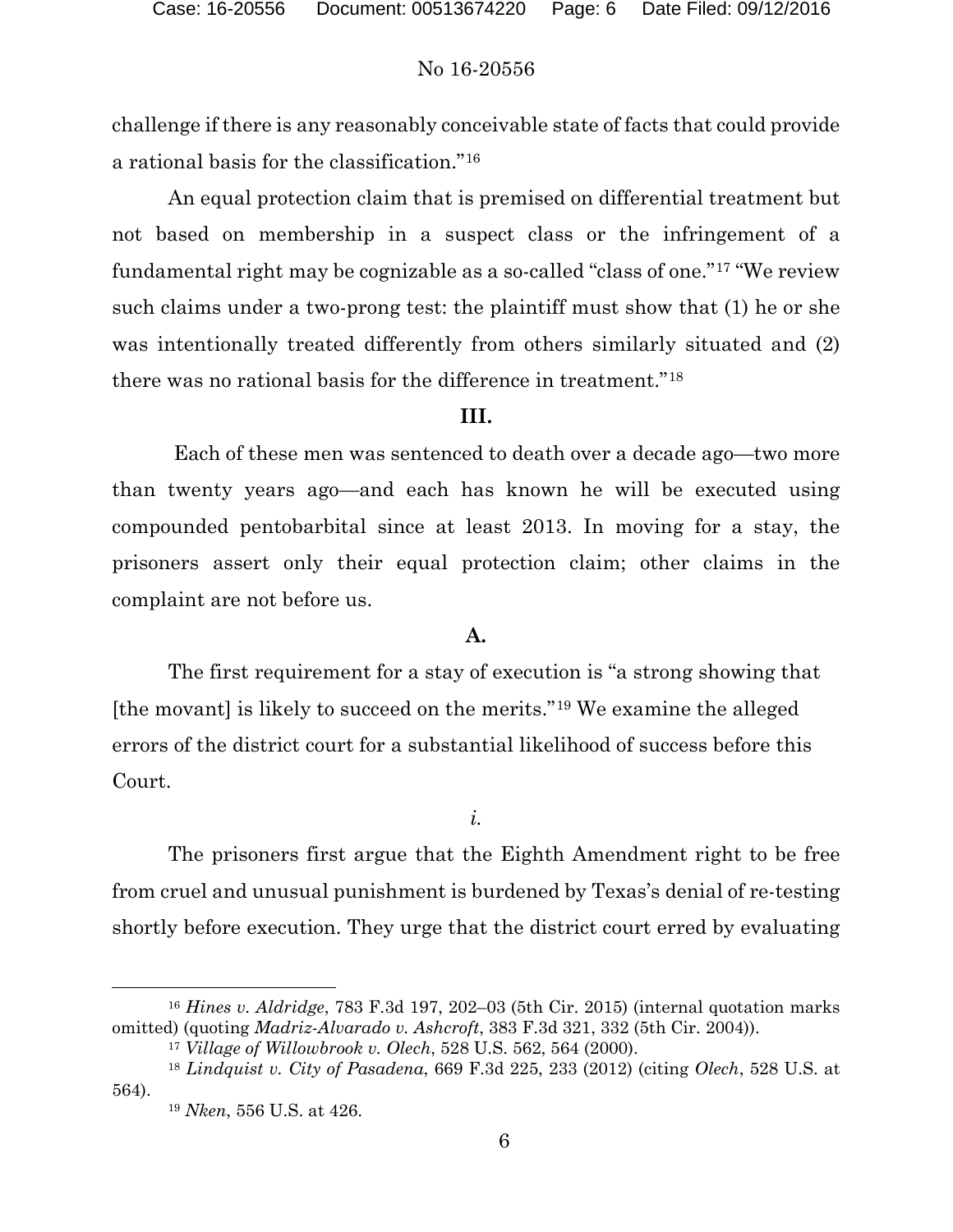challenge if there is any reasonably conceivable state of facts that could provide a rational basis for the classification."[16]

An equal protection claim that is premised on differential treatment but not based on membership in a suspect class or the infringement of a fundamental right may be cognizable as a so-called "class of one."[17] "We review such claims under a two-prong test: the plaintiff must show that (1) he or she was intentionally treated differently from others similarly situated and (2) there was no rational basis for the difference in treatment."[18]

## III.

Each of these men was sentenced to death over a decade ago—two more than twenty years ago—and each has known he will be executed using compounded pentobarbital since at least 2013. In moving for a stay, the prisoners assert only their equal protection claim; other claims in the complaint are not before us.

### A.

The first requirement for a stay of execution is "a strong showing that [the movant] is likely to succeed on the merits."[19] We examine the alleged errors of the district court for a substantial likelihood of success before this Court.

*i.*

The prisoners first argue that the Eighth Amendment right to be free from cruel and unusual punishment is burdened by Texas's denial of re-testing shortly before execution. They urge that the district court erred by evaluating

---

[16] *Hines v. Aldridge*, 783 F.3d 197, 202–03 (5th Cir. 2015) (internal quotation marks omitted) (quoting *Madriz-Alvarado v. Ashcroft*, 383 F.3d 321, 332 (5th Cir. 2004)).

[17] *Village of Willowbrook v. Olech*, 528 U.S. 562, 564 (2000).

[18] *Lindquist v. City of Pasadena*, 669 F.3d 225, 233 (2012) (citing *Olech*, 528 U.S. at 564).

[19] *Nken*, 556 U.S. at 426.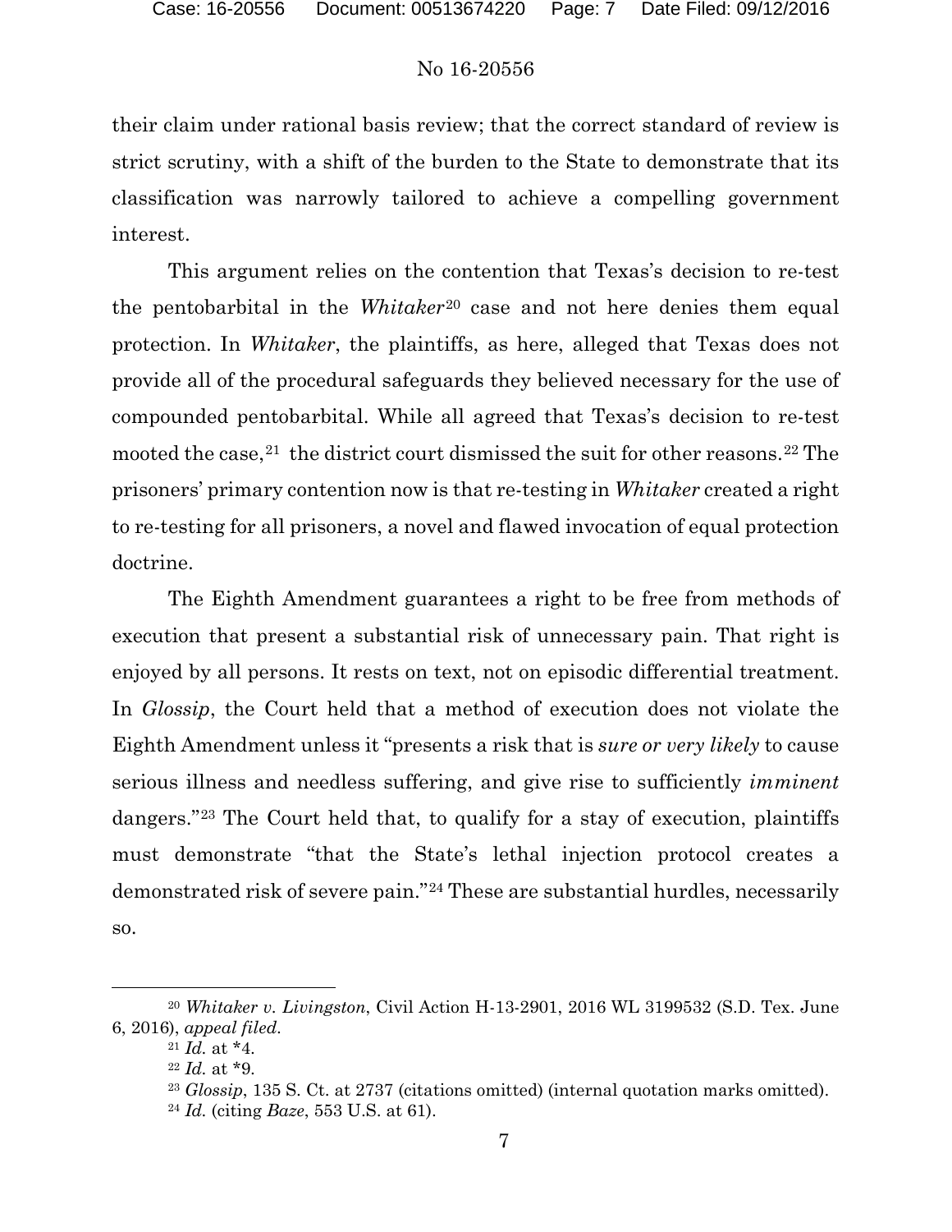their claim under rational basis review; that the correct standard of review is strict scrutiny, with a shift of the burden to the State to demonstrate that its classification was narrowly tailored to achieve a compelling government interest.

This argument relies on the contention that Texas's decision to re-test the pentobarbital in the *Whitaker*[20] case and not here denies them equal protection. In *Whitaker*, the plaintiffs, as here, alleged that Texas does not provide all of the procedural safeguards they believed necessary for the use of compounded pentobarbital. While all agreed that Texas's decision to re-test mooted the case,[21] the district court dismissed the suit for other reasons.[22] The prisoners' primary contention now is that re-testing in *Whitaker* created a right to re-testing for all prisoners, a novel and flawed invocation of equal protection doctrine.

The Eighth Amendment guarantees a right to be free from methods of execution that present a substantial risk of unnecessary pain. That right is enjoyed by all persons. It rests on text, not on episodic differential treatment. In *Glossip*, the Court held that a method of execution does not violate the Eighth Amendment unless it "presents a risk that is *sure or very likely* to cause serious illness and needless suffering, and give rise to sufficiently *imminent* dangers."[23] The Court held that, to qualify for a stay of execution, plaintiffs must demonstrate "that the State's lethal injection protocol creates a demonstrated risk of severe pain."[24] These are substantial hurdles, necessarily so.

---

[20] *Whitaker v. Livingston*, Civil Action H-13-2901, 2016 WL 3199532 (S.D. Tex. June 6, 2016), *appeal filed*.

[21] *Id.* at *4.

[22] *Id.* at *9.

[23] *Glossip*, 135 S. Ct. at 2737 (citations omitted) (internal quotation marks omitted).

[24] *Id.* (citing *Baze*, 553 U.S. at 61).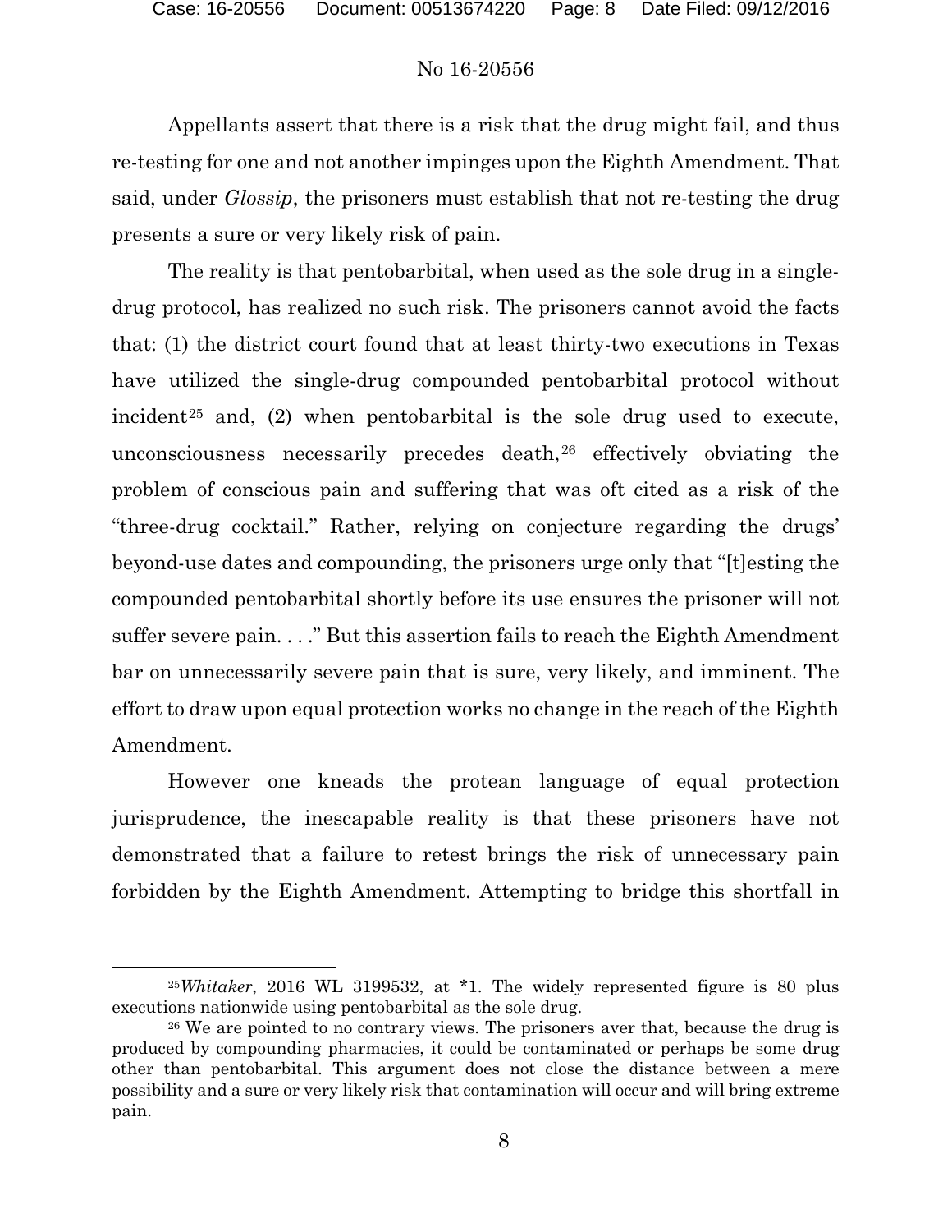Appellants assert that there is a risk that the drug might fail, and thus re-testing for one and not another impinges upon the Eighth Amendment. That said, under *Glossip*, the prisoners must establish that not re-testing the drug presents a sure or very likely risk of pain.

The reality is that pentobarbital, when used as the sole drug in a single-drug protocol, has realized no such risk. The prisoners cannot avoid the facts that: (1) the district court found that at least thirty-two executions in Texas have utilized the single-drug compounded pentobarbital protocol without incident[25] and, (2) when pentobarbital is the sole drug used to execute, unconsciousness necessarily precedes death,[26] effectively obviating the problem of conscious pain and suffering that was oft cited as a risk of the "three-drug cocktail." Rather, relying on conjecture regarding the drugs' beyond-use dates and compounding, the prisoners urge only that "[t]esting the compounded pentobarbital shortly before its use ensures the prisoner will not suffer severe pain. . . ." But this assertion fails to reach the Eighth Amendment bar on unnecessarily severe pain that is sure, very likely, and imminent. The effort to draw upon equal protection works no change in the reach of the Eighth Amendment.

However one kneads the protean language of equal protection jurisprudence, the inescapable reality is that these prisoners have not demonstrated that a failure to retest brings the risk of unnecessary pain forbidden by the Eighth Amendment. Attempting to bridge this shortfall in

---

[25] *Whitaker*, 2016 WL 3199532, at *1. The widely represented figure is 80 plus executions nationwide using pentobarbital as the sole drug.

[26] We are pointed to no contrary views. The prisoners aver that, because the drug is produced by compounding pharmacies, it could be contaminated or perhaps be some drug other than pentobarbital. This argument does not close the distance between a mere possibility and a sure or very likely risk that contamination will occur and will bring extreme pain.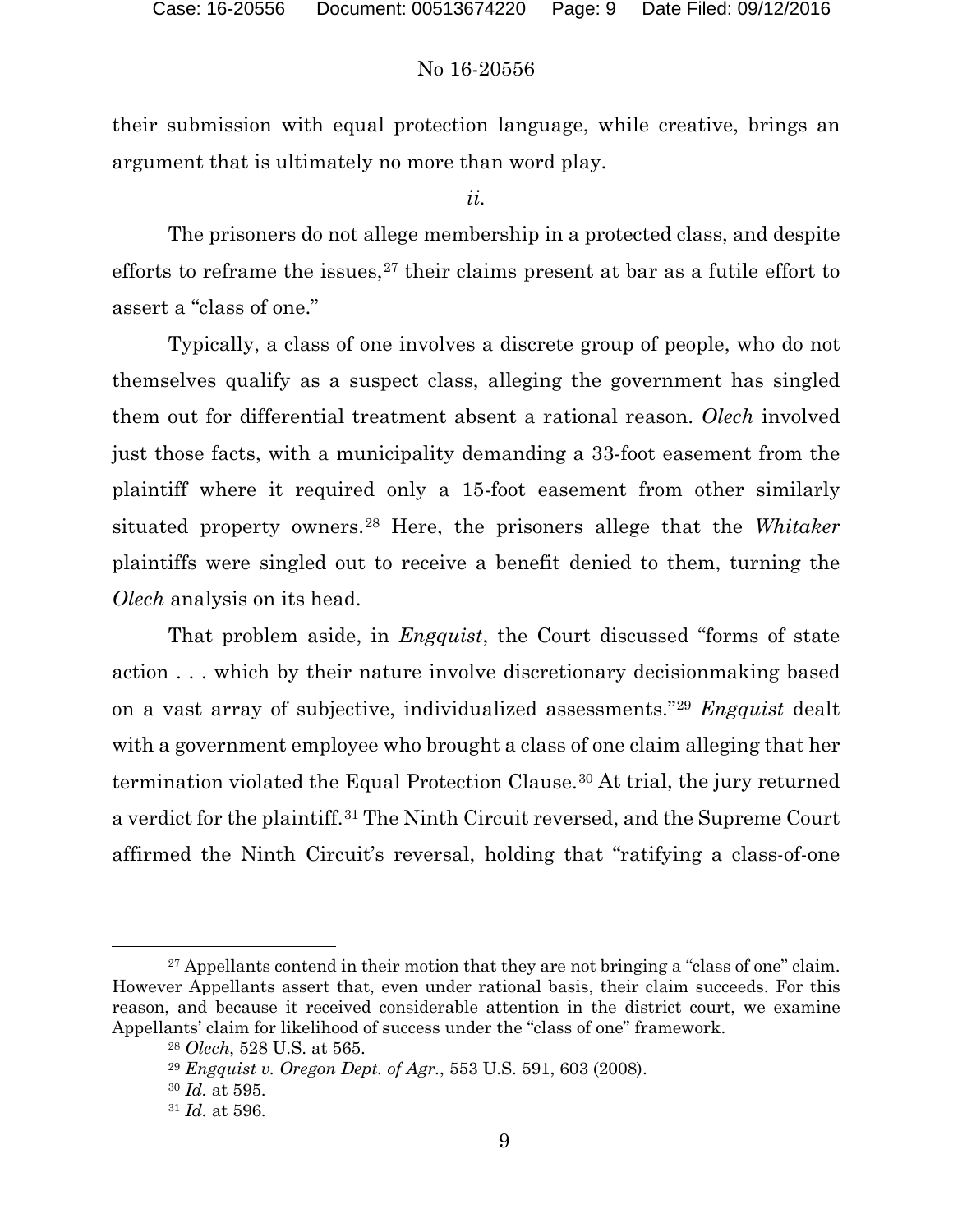their submission with equal protection language, while creative, brings an argument that is ultimately no more than word play.

*ii.*

The prisoners do not allege membership in a protected class, and despite efforts to reframe the issues,[27] their claims present at bar as a futile effort to assert a "class of one."

Typically, a class of one involves a discrete group of people, who do not themselves qualify as a suspect class, alleging the government has singled them out for differential treatment absent a rational reason. *Olech* involved just those facts, with a municipality demanding a 33-foot easement from the plaintiff where it required only a 15-foot easement from other similarly situated property owners.[28] Here, the prisoners allege that the *Whitaker* plaintiffs were singled out to receive a benefit denied to them, turning the *Olech* analysis on its head.

That problem aside, in *Engquist*, the Court discussed "forms of state action . . . which by their nature involve discretionary decisionmaking based on a vast array of subjective, individualized assessments."[29] *Engquist* dealt with a government employee who brought a class of one claim alleging that her termination violated the Equal Protection Clause.[30] At trial, the jury returned a verdict for the plaintiff.[31] The Ninth Circuit reversed, and the Supreme Court affirmed the Ninth Circuit's reversal, holding that "ratifying a class-of-one

---

[27] Appellants contend in their motion that they are not bringing a "class of one" claim. However Appellants assert that, even under rational basis, their claim succeeds. For this reason, and because it received considerable attention in the district court, we examine Appellants' claim for likelihood of success under the "class of one" framework.

[28] *Olech*, 528 U.S. at 565.

[29] *Engquist v. Oregon Dept. of Agr.*, 553 U.S. 591, 603 (2008).

[30] *Id.* at 595.

[31] *Id.* at 596.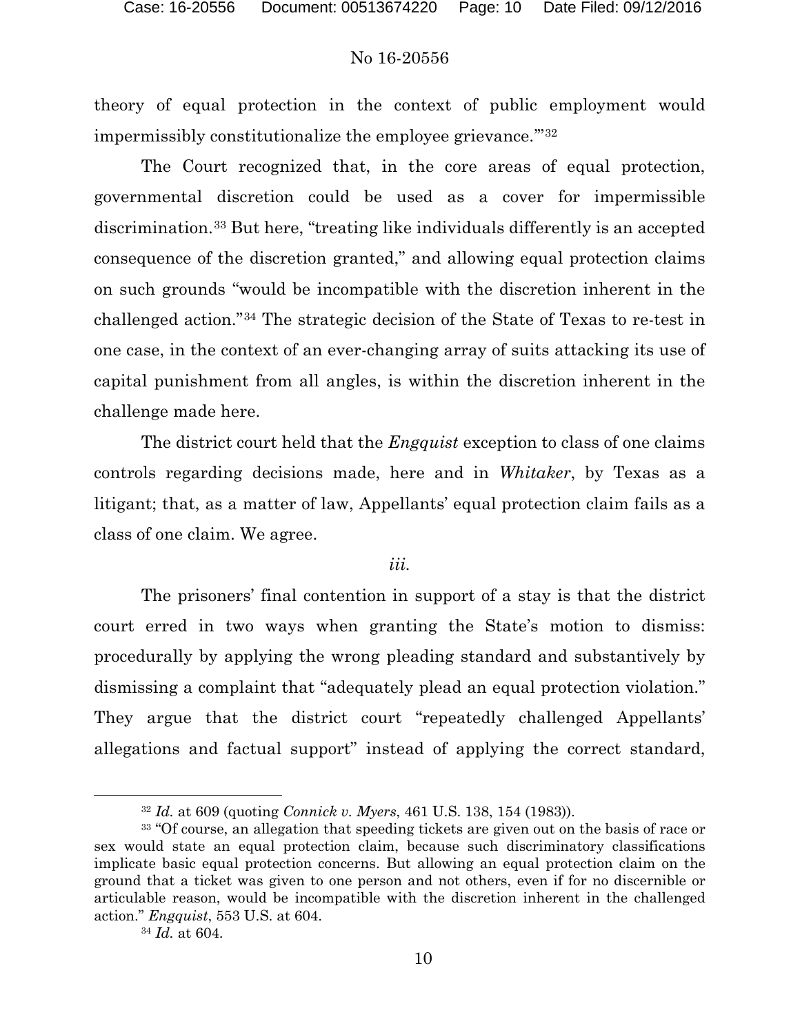theory of equal protection in the context of public employment would impermissibly constitutionalize the employee grievance.'"[32]

The Court recognized that, in the core areas of equal protection, governmental discretion could be used as a cover for impermissible discrimination.[33] But here, "treating like individuals differently is an accepted consequence of the discretion granted," and allowing equal protection claims on such grounds "would be incompatible with the discretion inherent in the challenged action."[34] The strategic decision of the State of Texas to re-test in one case, in the context of an ever-changing array of suits attacking its use of capital punishment from all angles, is within the discretion inherent in the challenge made here.

The district court held that the *Engquist* exception to class of one claims controls regarding decisions made, here and in *Whitaker*, by Texas as a litigant; that, as a matter of law, Appellants' equal protection claim fails as a class of one claim. We agree.

*iii.*

The prisoners' final contention in support of a stay is that the district court erred in two ways when granting the State's motion to dismiss: procedurally by applying the wrong pleading standard and substantively by dismissing a complaint that "adequately plead an equal protection violation." They argue that the district court "repeatedly challenged Appellants' allegations and factual support" instead of applying the correct standard,

---

[32] *Id.* at 609 (quoting *Connick v. Myers*, 461 U.S. 138, 154 (1983)).

[33] "Of course, an allegation that speeding tickets are given out on the basis of race or sex would state an equal protection claim, because such discriminatory classifications implicate basic equal protection concerns. But allowing an equal protection claim on the ground that a ticket was given to one person and not others, even if for no discernible or articulable reason, would be incompatible with the discretion inherent in the challenged action." *Engquist*, 553 U.S. at 604.

[34] *Id.* at 604.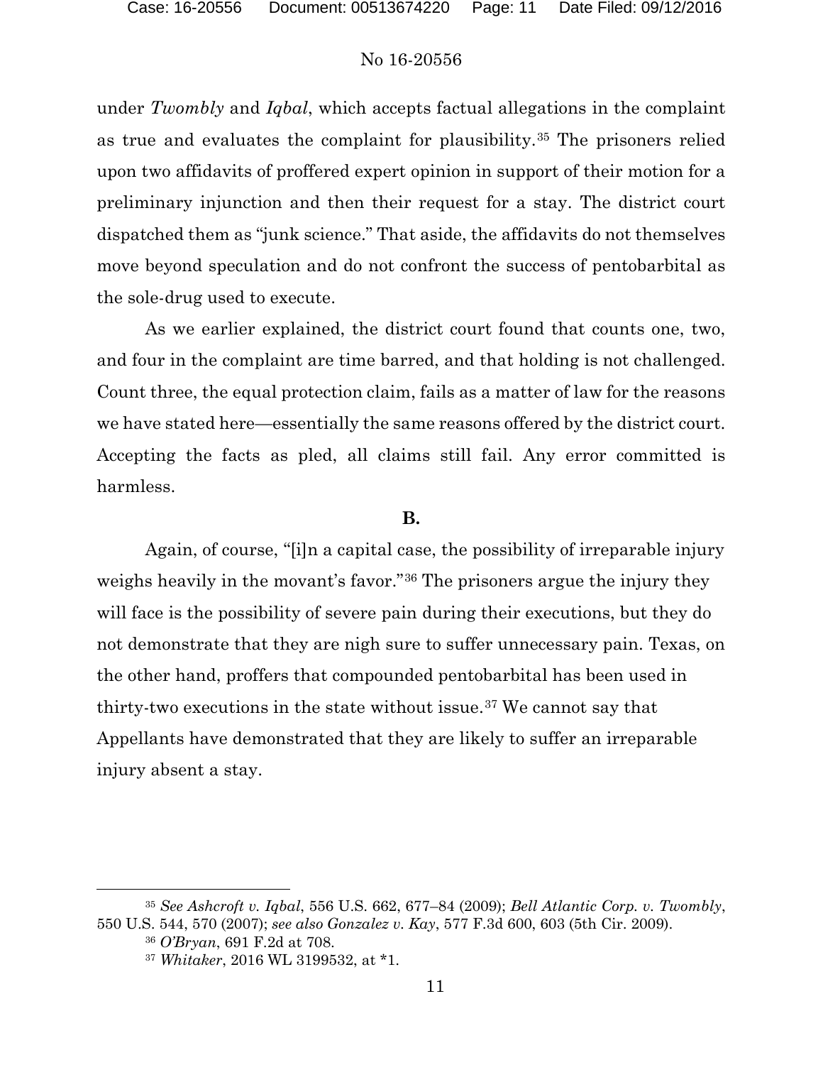under *Twombly* and *Iqbal*, which accepts factual allegations in the complaint as true and evaluates the complaint for plausibility.[35] The prisoners relied upon two affidavits of proffered expert opinion in support of their motion for a preliminary injunction and then their request for a stay. The district court dispatched them as "junk science." That aside, the affidavits do not themselves move beyond speculation and do not confront the success of pentobarbital as the sole-drug used to execute.

As we earlier explained, the district court found that counts one, two, and four in the complaint are time barred, and that holding is not challenged. Count three, the equal protection claim, fails as a matter of law for the reasons we have stated here—essentially the same reasons offered by the district court. Accepting the facts as pled, all claims still fail. Any error committed is harmless.

**B.**

Again, of course, "[i]n a capital case, the possibility of irreparable injury weighs heavily in the movant's favor."[36] The prisoners argue the injury they will face is the possibility of severe pain during their executions, but they do not demonstrate that they are nigh sure to suffer unnecessary pain. Texas, on the other hand, proffers that compounded pentobarbital has been used in thirty-two executions in the state without issue.[37] We cannot say that Appellants have demonstrated that they are likely to suffer an irreparable injury absent a stay.

---

[35] *See Ashcroft v. Iqbal*, 556 U.S. 662, 677–84 (2009); *Bell Atlantic Corp. v. Twombly*, 550 U.S. 544, 570 (2007); *see also Gonzalez v. Kay*, 577 F.3d 600, 603 (5th Cir. 2009).

[36] *O'Bryan*, 691 F.2d at 708.

[37] *Whitaker*, 2016 WL 3199532, at *1.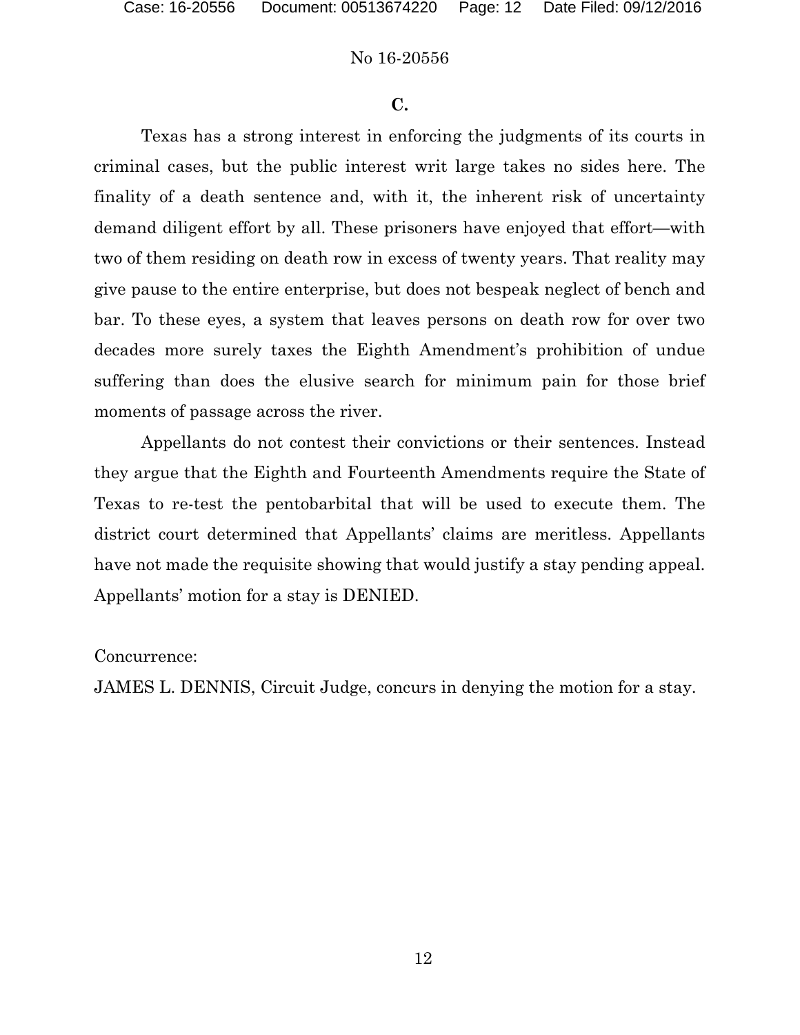### C.

Texas has a strong interest in enforcing the judgments of its courts in criminal cases, but the public interest writ large takes no sides here. The finality of a death sentence and, with it, the inherent risk of uncertainty demand diligent effort by all. These prisoners have enjoyed that effort—with two of them residing on death row in excess of twenty years. That reality may give pause to the entire enterprise, but does not bespeak neglect of bench and bar. To these eyes, a system that leaves persons on death row for over two decades more surely taxes the Eighth Amendment's prohibition of undue suffering than does the elusive search for minimum pain for those brief moments of passage across the river.

Appellants do not contest their convictions or their sentences. Instead they argue that the Eighth and Fourteenth Amendments require the State of Texas to re-test the pentobarbital that will be used to execute them. The district court determined that Appellants' claims are meritless. Appellants have not made the requisite showing that would justify a stay pending appeal. Appellants' motion for a stay is DENIED.

Concurrence:

JAMES L. DENNIS, Circuit Judge, concurs in denying the motion for a stay.